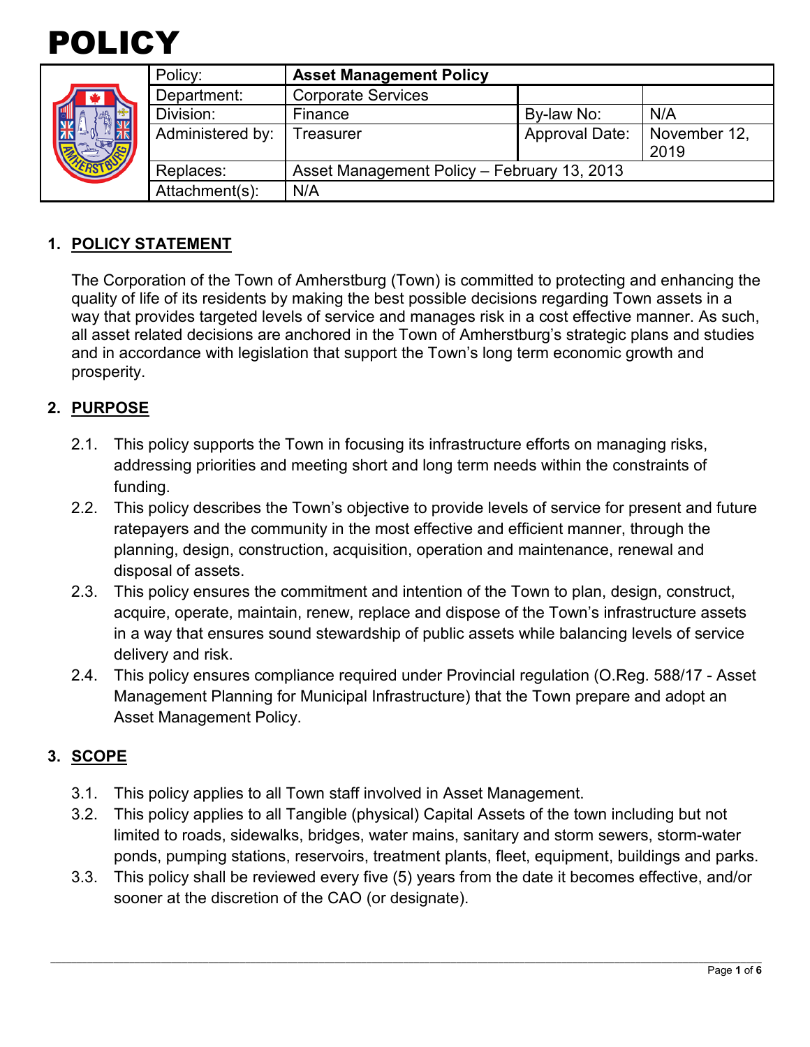# POLICY

| Policy: | Asset Management Policy | | |
|---|---|---|---|
| Department: | Corporate Services | | |
| Division: | Finance | By-law No: | N/A |
| Administered by: | Treasurer | Approval Date: | November 12, 2019 |
| Replaces: | Asset Management Policy – February 13, 2013 | | |
| Attachment(s): | N/A | | |

## 1. POLICY STATEMENT

The Corporation of the Town of Amherstburg (Town) is committed to protecting and enhancing the quality of life of its residents by making the best possible decisions regarding Town assets in a way that provides targeted levels of service and manages risk in a cost effective manner. As such, all asset related decisions are anchored in the Town of Amherstburg's strategic plans and studies and in accordance with legislation that support the Town's long term economic growth and prosperity.

## 2. PURPOSE

2.1. This policy supports the Town in focusing its infrastructure efforts on managing risks, addressing priorities and meeting short and long term needs within the constraints of funding.

2.2. This policy describes the Town's objective to provide levels of service for present and future ratepayers and the community in the most effective and efficient manner, through the planning, design, construction, acquisition, operation and maintenance, renewal and disposal of assets.

2.3. This policy ensures the commitment and intention of the Town to plan, design, construct, acquire, operate, maintain, renew, replace and dispose of the Town's infrastructure assets in a way that ensures sound stewardship of public assets while balancing levels of service delivery and risk.

2.4. This policy ensures compliance required under Provincial regulation (O.Reg. 588/17 - Asset Management Planning for Municipal Infrastructure) that the Town prepare and adopt an Asset Management Policy.

## 3. SCOPE

3.1. This policy applies to all Town staff involved in Asset Management.

3.2. This policy applies to all Tangible (physical) Capital Assets of the town including but not limited to roads, sidewalks, bridges, water mains, sanitary and storm sewers, storm-water ponds, pumping stations, reservoirs, treatment plants, fleet, equipment, buildings and parks.

3.3. This policy shall be reviewed every five (5) years from the date it becomes effective, and/or sooner at the discretion of the CAO (or designate).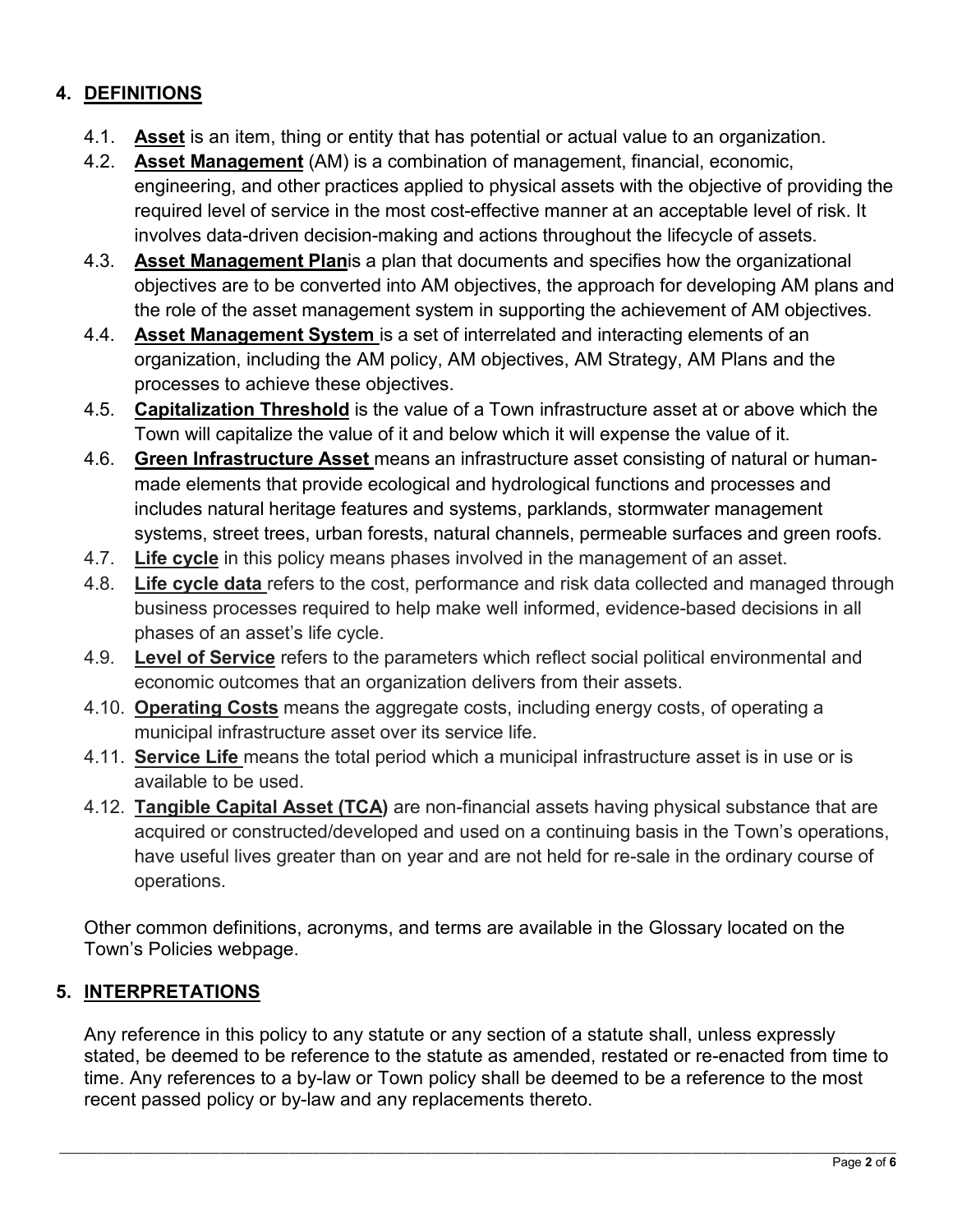## 4. DEFINITIONS

4.1. **Asset** is an item, thing or entity that has potential or actual value to an organization.

4.2. **Asset Management** (AM) is a combination of management, financial, economic, engineering, and other practices applied to physical assets with the objective of providing the required level of service in the most cost-effective manner at an acceptable level of risk. It involves data-driven decision-making and actions throughout the lifecycle of assets.

4.3. **Asset Management Plan**is a plan that documents and specifies how the organizational objectives are to be converted into AM objectives, the approach for developing AM plans and the role of the asset management system in supporting the achievement of AM objectives.

4.4. **Asset Management System** is a set of interrelated and interacting elements of an organization, including the AM policy, AM objectives, AM Strategy, AM Plans and the processes to achieve these objectives.

4.5. **Capitalization Threshold** is the value of a Town infrastructure asset at or above which the Town will capitalize the value of it and below which it will expense the value of it.

4.6. **Green Infrastructure Asset** means an infrastructure asset consisting of natural or human-made elements that provide ecological and hydrological functions and processes and includes natural heritage features and systems, parklands, stormwater management systems, street trees, urban forests, natural channels, permeable surfaces and green roofs.

4.7. **Life cycle** in this policy means phases involved in the management of an asset.

4.8. **Life cycle data** refers to the cost, performance and risk data collected and managed through business processes required to help make well informed, evidence-based decisions in all phases of an asset's life cycle.

4.9. **Level of Service** refers to the parameters which reflect social political environmental and economic outcomes that an organization delivers from their assets.

4.10. **Operating Costs** means the aggregate costs, including energy costs, of operating a municipal infrastructure asset over its service life.

4.11. **Service Life** means the total period which a municipal infrastructure asset is in use or is available to be used.

4.12. **Tangible Capital Asset (TCA)** are non-financial assets having physical substance that are acquired or constructed/developed and used on a continuing basis in the Town's operations, have useful lives greater than on year and are not held for re-sale in the ordinary course of operations.

Other common definitions, acronyms, and terms are available in the Glossary located on the Town's Policies webpage.

## 5. INTERPRETATIONS

Any reference in this policy to any statute or any section of a statute shall, unless expressly stated, be deemed to be reference to the statute as amended, restated or re-enacted from time to time. Any references to a by-law or Town policy shall be deemed to be a reference to the most recent passed policy or by-law and any replacements thereto.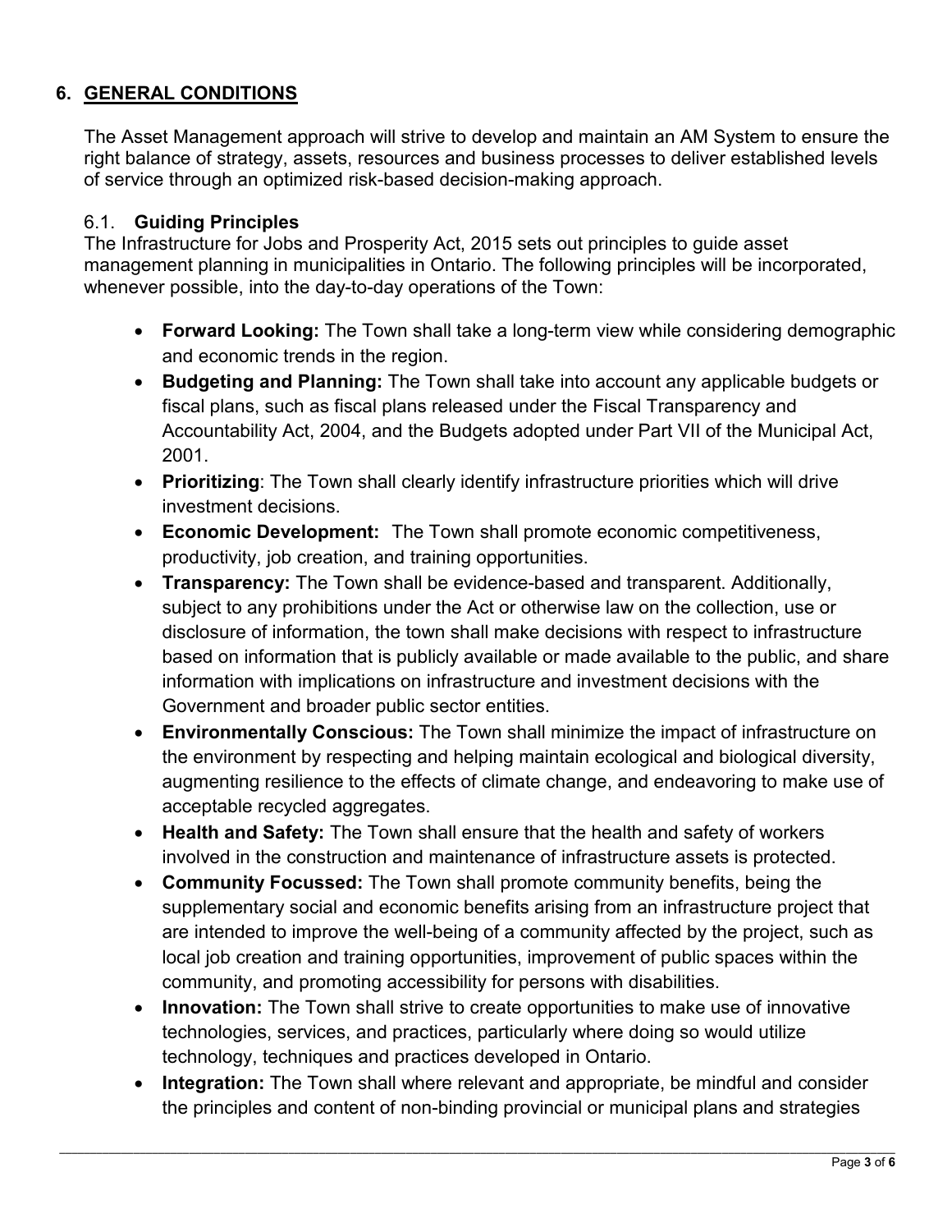## 6. GENERAL CONDITIONS

The Asset Management approach will strive to develop and maintain an AM System to ensure the right balance of strategy, assets, resources and business processes to deliver established levels of service through an optimized risk-based decision-making approach.

### 6.1. Guiding Principles

The Infrastructure for Jobs and Prosperity Act, 2015 sets out principles to guide asset management planning in municipalities in Ontario. The following principles will be incorporated, whenever possible, into the day-to-day operations of the Town:

- **Forward Looking:** The Town shall take a long-term view while considering demographic and economic trends in the region.
- **Budgeting and Planning:** The Town shall take into account any applicable budgets or fiscal plans, such as fiscal plans released under the Fiscal Transparency and Accountability Act, 2004, and the Budgets adopted under Part VII of the Municipal Act, 2001.
- **Prioritizing**: The Town shall clearly identify infrastructure priorities which will drive investment decisions.
- **Economic Development:** The Town shall promote economic competitiveness, productivity, job creation, and training opportunities.
- **Transparency:** The Town shall be evidence-based and transparent. Additionally, subject to any prohibitions under the Act or otherwise law on the collection, use or disclosure of information, the town shall make decisions with respect to infrastructure based on information that is publicly available or made available to the public, and share information with implications on infrastructure and investment decisions with the Government and broader public sector entities.
- **Environmentally Conscious:** The Town shall minimize the impact of infrastructure on the environment by respecting and helping maintain ecological and biological diversity, augmenting resilience to the effects of climate change, and endeavoring to make use of acceptable recycled aggregates.
- **Health and Safety:** The Town shall ensure that the health and safety of workers involved in the construction and maintenance of infrastructure assets is protected.
- **Community Focussed:** The Town shall promote community benefits, being the supplementary social and economic benefits arising from an infrastructure project that are intended to improve the well-being of a community affected by the project, such as local job creation and training opportunities, improvement of public spaces within the community, and promoting accessibility for persons with disabilities.
- **Innovation:** The Town shall strive to create opportunities to make use of innovative technologies, services, and practices, particularly where doing so would utilize technology, techniques and practices developed in Ontario.
- **Integration:** The Town shall where relevant and appropriate, be mindful and consider the principles and content of non-binding provincial or municipal plans and strategies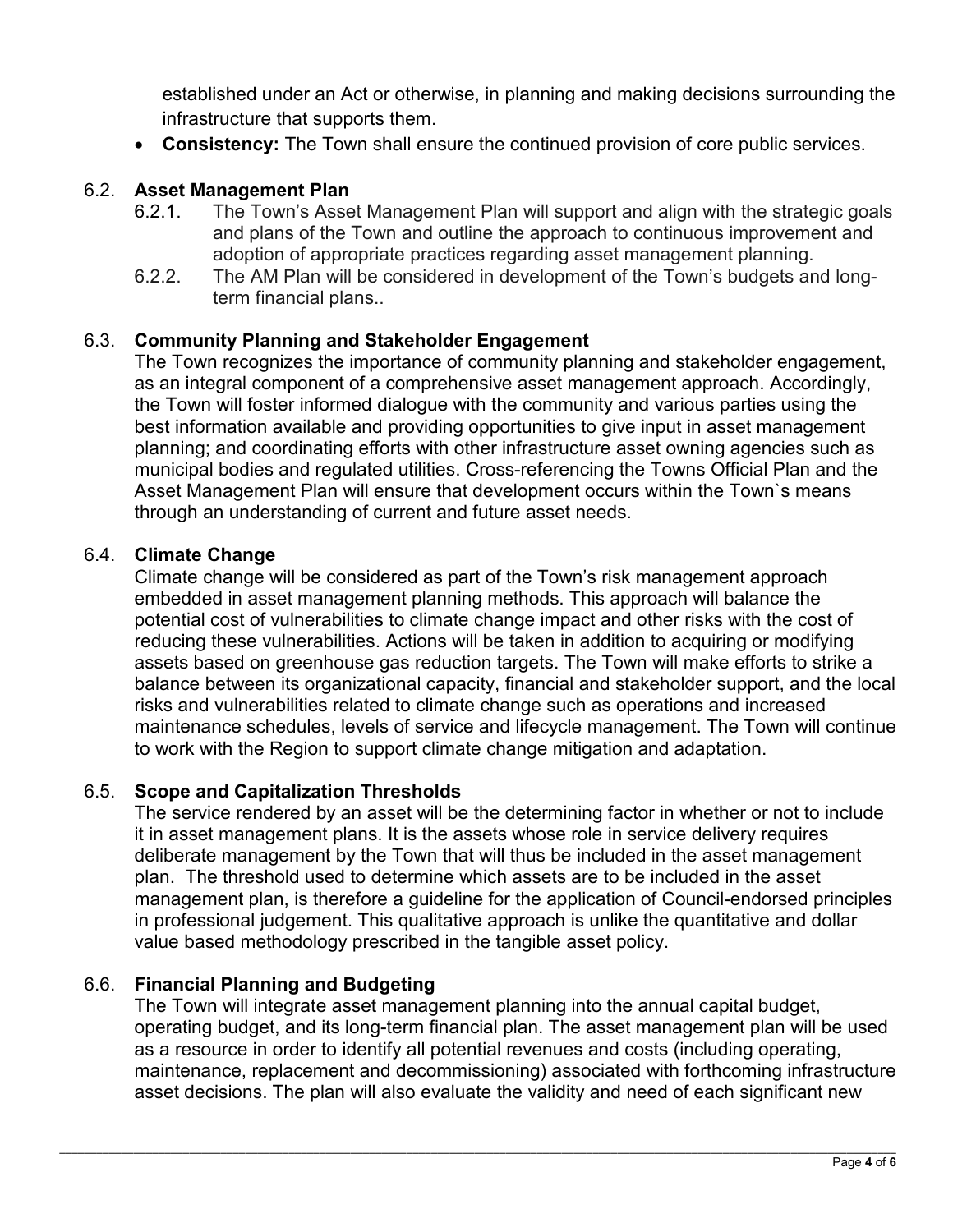established under an Act or otherwise, in planning and making decisions surrounding the infrastructure that supports them.

- **Consistency:** The Town shall ensure the continued provision of core public services.

### 6.2. Asset Management Plan

6.2.1. The Town's Asset Management Plan will support and align with the strategic goals and plans of the Town and outline the approach to continuous improvement and adoption of appropriate practices regarding asset management planning.

6.2.2. The AM Plan will be considered in development of the Town's budgets and long-term financial plans..

### 6.3. Community Planning and Stakeholder Engagement

The Town recognizes the importance of community planning and stakeholder engagement, as an integral component of a comprehensive asset management approach. Accordingly, the Town will foster informed dialogue with the community and various parties using the best information available and providing opportunities to give input in asset management planning; and coordinating efforts with other infrastructure asset owning agencies such as municipal bodies and regulated utilities. Cross-referencing the Towns Official Plan and the Asset Management Plan will ensure that development occurs within the Town`s means through an understanding of current and future asset needs.

### 6.4. Climate Change

Climate change will be considered as part of the Town's risk management approach embedded in asset management planning methods. This approach will balance the potential cost of vulnerabilities to climate change impact and other risks with the cost of reducing these vulnerabilities. Actions will be taken in addition to acquiring or modifying assets based on greenhouse gas reduction targets. The Town will make efforts to strike a balance between its organizational capacity, financial and stakeholder support, and the local risks and vulnerabilities related to climate change such as operations and increased maintenance schedules, levels of service and lifecycle management. The Town will continue to work with the Region to support climate change mitigation and adaptation.

### 6.5. Scope and Capitalization Thresholds

The service rendered by an asset will be the determining factor in whether or not to include it in asset management plans. It is the assets whose role in service delivery requires deliberate management by the Town that will thus be included in the asset management plan. The threshold used to determine which assets are to be included in the asset management plan, is therefore a guideline for the application of Council-endorsed principles in professional judgement. This qualitative approach is unlike the quantitative and dollar value based methodology prescribed in the tangible asset policy.

### 6.6. Financial Planning and Budgeting

The Town will integrate asset management planning into the annual capital budget, operating budget, and its long-term financial plan. The asset management plan will be used as a resource in order to identify all potential revenues and costs (including operating, maintenance, replacement and decommissioning) associated with forthcoming infrastructure asset decisions. The plan will also evaluate the validity and need of each significant new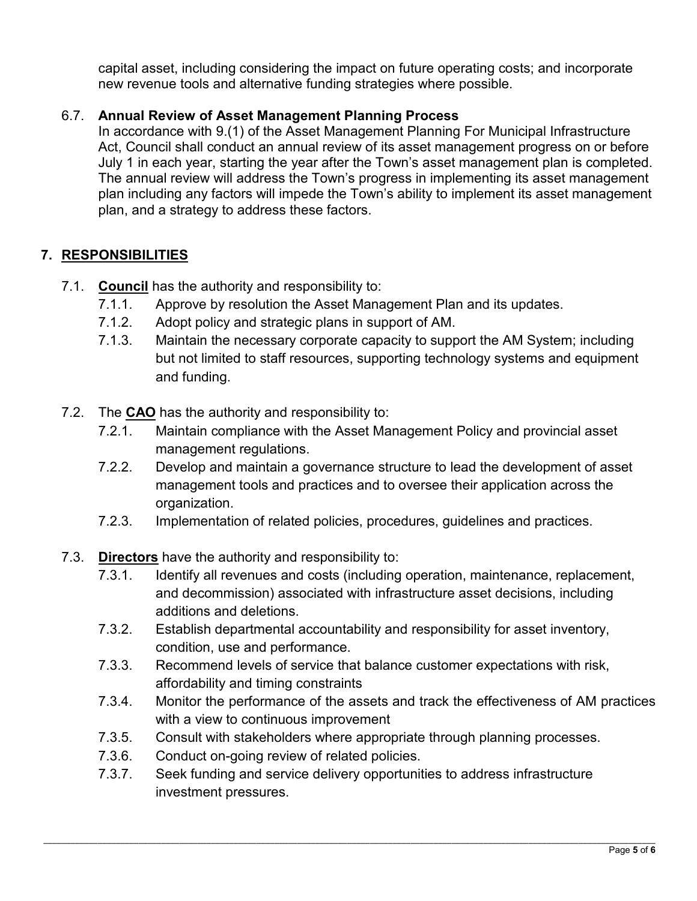capital asset, including considering the impact on future operating costs; and incorporate new revenue tools and alternative funding strategies where possible.

6.7. **Annual Review of Asset Management Planning Process**
In accordance with 9.(1) of the Asset Management Planning For Municipal Infrastructure Act, Council shall conduct an annual review of its asset management progress on or before July 1 in each year, starting the year after the Town's asset management plan is completed. The annual review will address the Town's progress in implementing its asset management plan including any factors will impede the Town's ability to implement its asset management plan, and a strategy to address these factors.

## 7. RESPONSIBILITIES

7.1. **Council** has the authority and responsibility to:

- 7.1.1. Approve by resolution the Asset Management Plan and its updates.
- 7.1.2. Adopt policy and strategic plans in support of AM.
- 7.1.3. Maintain the necessary corporate capacity to support the AM System; including but not limited to staff resources, supporting technology systems and equipment and funding.

7.2. The **CAO** has the authority and responsibility to:

- 7.2.1. Maintain compliance with the Asset Management Policy and provincial asset management regulations.
- 7.2.2. Develop and maintain a governance structure to lead the development of asset management tools and practices and to oversee their application across the organization.
- 7.2.3. Implementation of related policies, procedures, guidelines and practices.

7.3. **Directors** have the authority and responsibility to:

- 7.3.1. Identify all revenues and costs (including operation, maintenance, replacement, and decommission) associated with infrastructure asset decisions, including additions and deletions.
- 7.3.2. Establish departmental accountability and responsibility for asset inventory, condition, use and performance.
- 7.3.3. Recommend levels of service that balance customer expectations with risk, affordability and timing constraints
- 7.3.4. Monitor the performance of the assets and track the effectiveness of AM practices with a view to continuous improvement
- 7.3.5. Consult with stakeholders where appropriate through planning processes.
- 7.3.6. Conduct on-going review of related policies.
- 7.3.7. Seek funding and service delivery opportunities to address infrastructure investment pressures.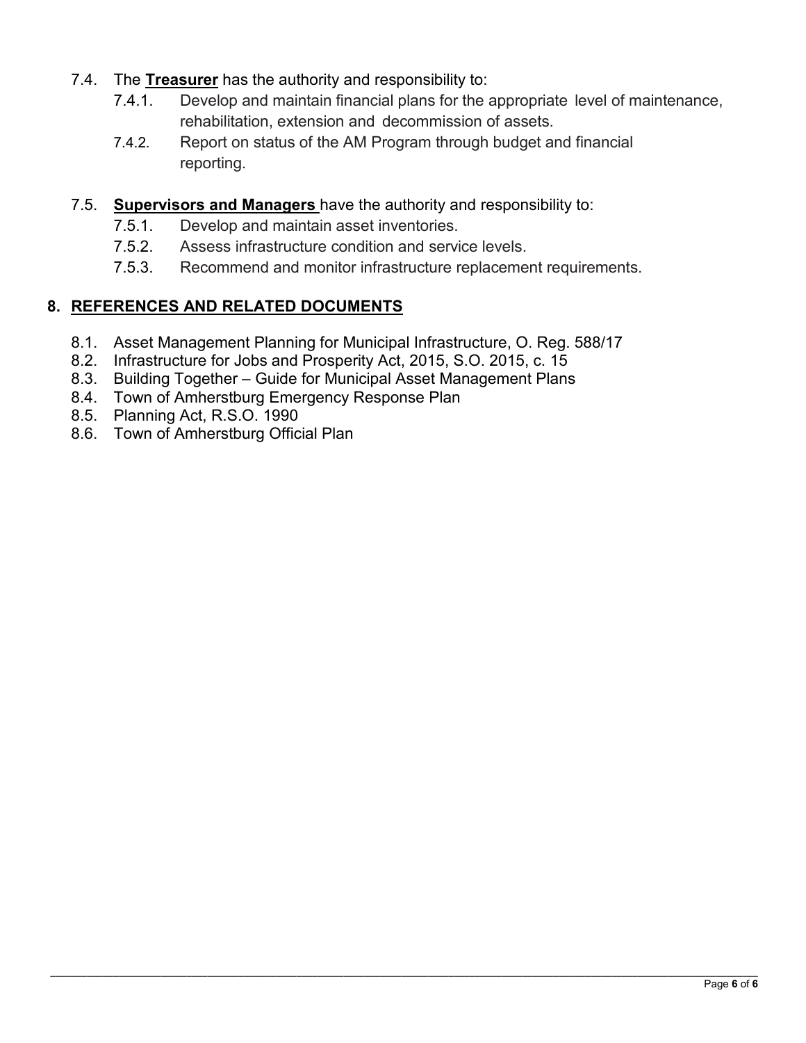7.4. The **Treasurer** has the authority and responsibility to:

7.4.1. Develop and maintain financial plans for the appropriate level of maintenance, rehabilitation, extension and decommission of assets.

7.4.2. Report on status of the AM Program through budget and financial reporting.

7.5. **Supervisors and Managers** have the authority and responsibility to:

7.5.1. Develop and maintain asset inventories.

7.5.2. Assess infrastructure condition and service levels.

7.5.3. Recommend and monitor infrastructure replacement requirements.

## 8. REFERENCES AND RELATED DOCUMENTS

8.1. Asset Management Planning for Municipal Infrastructure, O. Reg. 588/17

8.2. Infrastructure for Jobs and Prosperity Act, 2015, S.O. 2015, c. 15

8.3. Building Together – Guide for Municipal Asset Management Plans

8.4. Town of Amherstburg Emergency Response Plan

8.5. Planning Act, R.S.O. 1990

8.6. Town of Amherstburg Official Plan